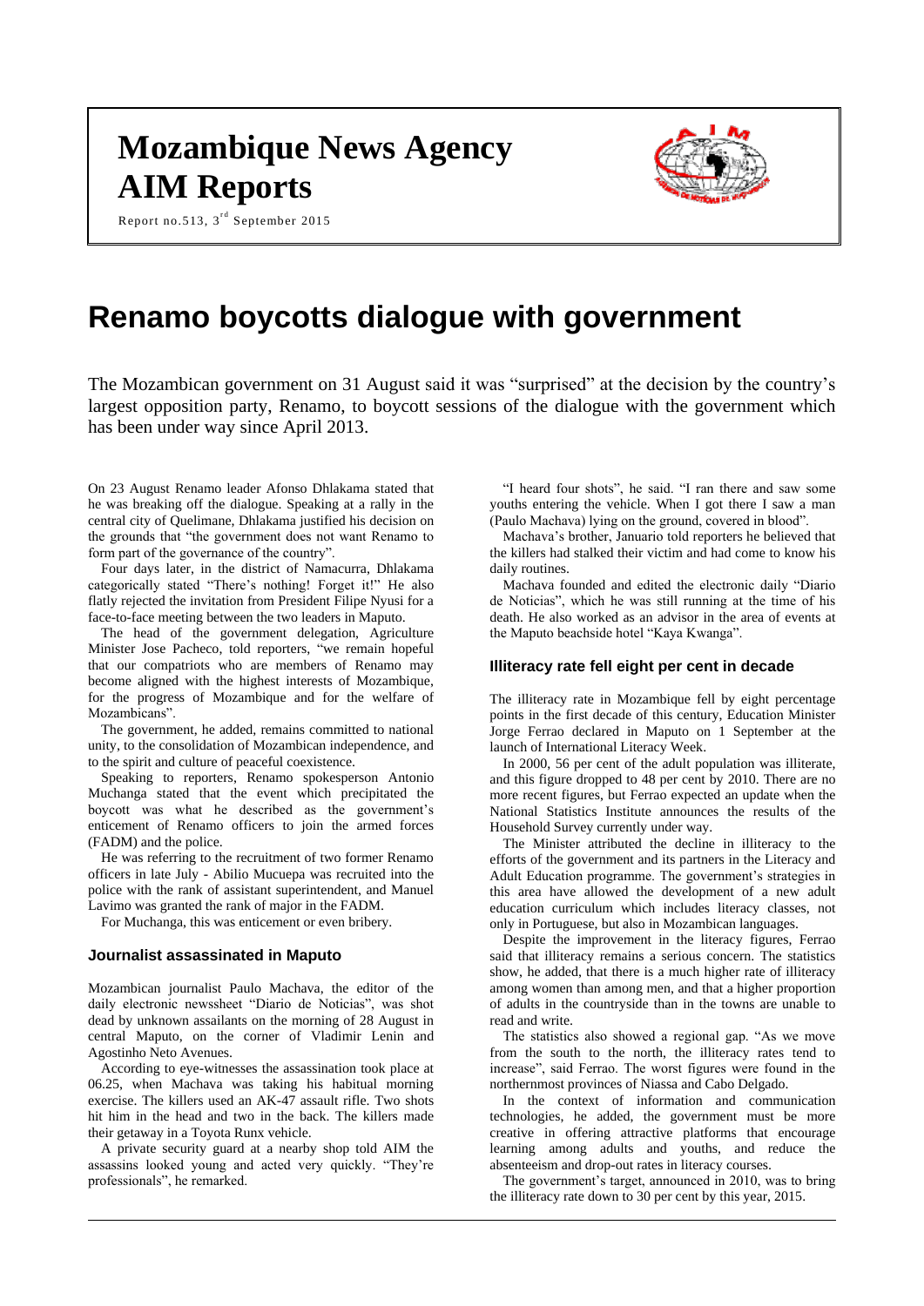# Mozambique News Agency AIM Reports

Report no.513, 3rd September 2015

# Renamo boycotts dialogue with government

The Mozambican government on 31 August said it was "surprised" at the decision by the country's largest opposition party, Renamo, to boycott sessions of the dialogue with the government which has been under way since April 2013.

On 23 August Renamo leader Afonso Dhlakama stated that he was breaking off the dialogue. Speaking at a rally in the central city of Quelimane, Dhlakama justified his decision on the grounds that "the government does not want Renamo to form part of the governance of the country".

Four days later, in the district of Namacurra, Dhlakama categorically stated "There's nothing! Forget it!" He also flatly rejected the invitation from President Filipe Nyusi for a face-to-face meeting between the two leaders in Maputo.

The head of the government delegation, Agriculture Minister Jose Pacheco, told reporters, "we remain hopeful that our compatriots who are members of Renamo may become aligned with the highest interests of Mozambique, for the progress of Mozambique and for the welfare of Mozambicans".

The government, he added, remains committed to national unity, to the consolidation of Mozambican independence, and to the spirit and culture of peaceful coexistence.

Speaking to reporters, Renamo spokesperson Antonio Muchanga stated that the event which precipitated the boycott was what he described as the government's enticement of Renamo officers to join the armed forces (FADM) and the police.

He was referring to the recruitment of two former Renamo officers in late July - Abilio Mucuepa was recruited into the police with the rank of assistant superintendent, and Manuel Lavimo was granted the rank of major in the FADM.

For Muchanga, this was enticement or even bribery.

### Journalist assassinated in Maputo

Mozambican journalist Paulo Machava, the editor of the daily electronic newssheet "Diario de Noticias", was shot dead by unknown assailants on the morning of 28 August in central Maputo, on the corner of Vladimir Lenin and Agostinho Neto Avenues.

According to eye-witnesses the assassination took place at 06.25, when Machava was taking his habitual morning exercise. The killers used an AK-47 assault rifle. Two shots hit him in the head and two in the back. The killers made their getaway in a Toyota Runx vehicle.

A private security guard at a nearby shop told AIM the assassins looked young and acted very quickly. "They're professionals", he remarked.

"I heard four shots", he said. "I ran there and saw some youths entering the vehicle. When I got there I saw a man (Paulo Machava) lying on the ground, covered in blood".

Machava's brother, Januario told reporters he believed that the killers had stalked their victim and had come to know his daily routines.

Machava founded and edited the electronic daily "Diario de Noticias", which he was still running at the time of his death. He also worked as an advisor in the area of events at the Maputo beachside hotel "Kaya Kwanga".

### Illiteracy rate fell eight per cent in decade

The illiteracy rate in Mozambique fell by eight percentage points in the first decade of this century, Education Minister Jorge Ferrao declared in Maputo on 1 September at the launch of International Literacy Week.

In 2000, 56 per cent of the adult population was illiterate, and this figure dropped to 48 per cent by 2010. There are no more recent figures, but Ferrao expected an update when the National Statistics Institute announces the results of the Household Survey currently under way.

The Minister attributed the decline in illiteracy to the efforts of the government and its partners in the Literacy and Adult Education programme. The government's strategies in this area have allowed the development of a new adult education curriculum which includes literacy classes, not only in Portuguese, but also in Mozambican languages.

Despite the improvement in the literacy figures, Ferrao said that illiteracy remains a serious concern. The statistics show, he added, that there is a much higher rate of illiteracy among women than among men, and that a higher proportion of adults in the countryside than in the towns are unable to read and write.

The statistics also showed a regional gap. "As we move from the south to the north, the illiteracy rates tend to increase", said Ferrao. The worst figures were found in the northernmost provinces of Niassa and Cabo Delgado.

In the context of information and communication technologies, he added, the government must be more creative in offering attractive platforms that encourage learning among adults and youths, and reduce the absenteeism and drop-out rates in literacy courses.

The government's target, announced in 2010, was to bring the illiteracy rate down to 30 per cent by this year, 2015.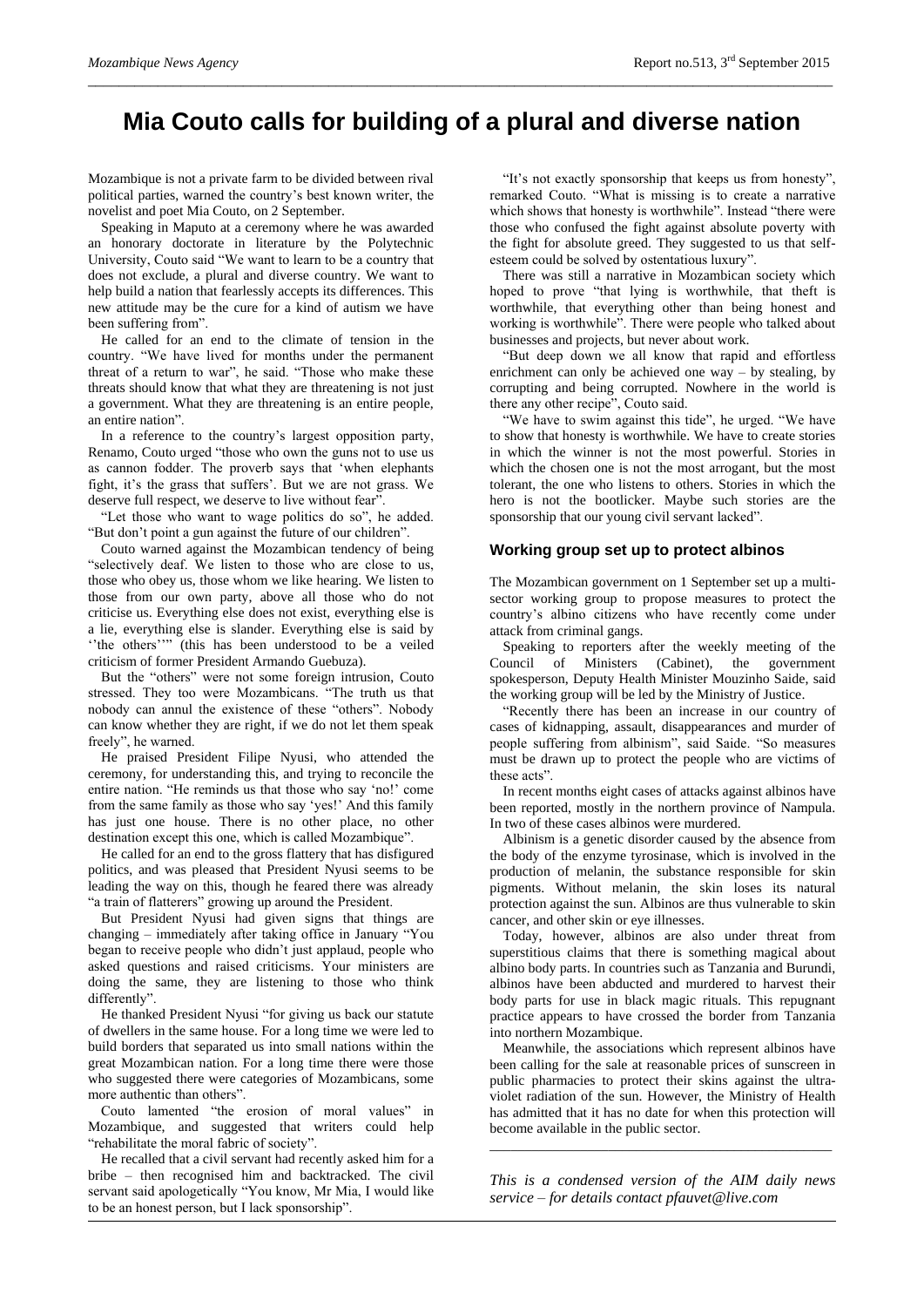# Mia Couto calls for building of a plural and diverse nation

Mozambique is not a private farm to be divided between rival political parties, warned the country's best known writer, the novelist and poet Mia Couto, on 2 September.

Speaking in Maputo at a ceremony where he was awarded an honorary doctorate in literature by the Polytechnic University, Couto said "We want to learn to be a country that does not exclude, a plural and diverse country. We want to help build a nation that fearlessly accepts its differences. This new attitude may be the cure for a kind of autism we have been suffering from".

He called for an end to the climate of tension in the country. "We have lived for months under the permanent threat of a return to war", he said. "Those who make these threats should know that what they are threatening is not just a government. What they are threatening is an entire people, an entire nation".

In a reference to the country's largest opposition party, Renamo, Couto urged "those who own the guns not to use us as cannon fodder. The proverb says that 'when elephants fight, it's the grass that suffers'. But we are not grass. We deserve full respect, we deserve to live without fear".

"Let those who want to wage politics do so", he added. "But don't point a gun against the future of our children".

Couto warned against the Mozambican tendency of being "selectively deaf. We listen to those who are close to us, those who obey us, those whom we like hearing. We listen to those from our own party, above all those who do not criticise us. Everything else does not exist, everything else is a lie, everything else is slander. Everything else is said by ''the others''" (this has been understood to be a veiled criticism of former President Armando Guebuza).

But the "others" were not some foreign intrusion, Couto stressed. They too were Mozambicans. "The truth us that nobody can annul the existence of these "others". Nobody can know whether they are right, if we do not let them speak freely", he warned.

He praised President Filipe Nyusi, who attended the ceremony, for understanding this, and trying to reconcile the entire nation. "He reminds us that those who say 'no!' come from the same family as those who say 'yes!' And this family has just one house. There is no other place, no other destination except this one, which is called Mozambique".

He called for an end to the gross flattery that has disfigured politics, and was pleased that President Nyusi seems to be leading the way on this, though he feared there was already "a train of flatterers" growing up around the President.

But President Nyusi had given signs that things are changing – immediately after taking office in January "You began to receive people who didn't just applaud, people who asked questions and raised criticisms. Your ministers are doing the same, they are listening to those who think differently".

He thanked President Nyusi "for giving us back our statute of dwellers in the same house. For a long time we were led to build borders that separated us into small nations within the great Mozambican nation. For a long time there were those who suggested there were categories of Mozambicans, some more authentic than others".

Couto lamented "the erosion of moral values" in Mozambique, and suggested that writers could help "rehabilitate the moral fabric of society".

He recalled that a civil servant had recently asked him for a bribe – then recognised him and backtracked. The civil servant said apologetically "You know, Mr Mia, I would like to be an honest person, but I lack sponsorship".

"It's not exactly sponsorship that keeps us from honesty", remarked Couto. "What is missing is to create a narrative which shows that honesty is worthwhile". Instead "there were those who confused the fight against absolute poverty with the fight for absolute greed. They suggested to us that self-esteem could be solved by ostentatious luxury".

There was still a narrative in Mozambican society which hoped to prove "that lying is worthwhile, that theft is worthwhile, that everything other than being honest and working is worthwhile". There were people who talked about businesses and projects, but never about work.

"But deep down we all know that rapid and effortless enrichment can only be achieved one way – by stealing, by corrupting and being corrupted. Nowhere in the world is there any other recipe", Couto said.

"We have to swim against this tide", he urged. "We have to show that honesty is worthwhile. We have to create stories in which the winner is not the most powerful. Stories in which the chosen one is not the most arrogant, but the most tolerant, the one who listens to others. Stories in which the hero is not the bootlicker. Maybe such stories are the sponsorship that our young civil servant lacked".

### Working group set up to protect albinos

The Mozambican government on 1 September set up a multi-sector working group to propose measures to protect the country's albino citizens who have recently come under attack from criminal gangs.

Speaking to reporters after the weekly meeting of the Council of Ministers (Cabinet), the government spokesperson, Deputy Health Minister Mouzinho Saide, said the working group will be led by the Ministry of Justice.

"Recently there has been an increase in our country of cases of kidnapping, assault, disappearances and murder of people suffering from albinism", said Saide. "So measures must be drawn up to protect the people who are victims of these acts".

In recent months eight cases of attacks against albinos have been reported, mostly in the northern province of Nampula. In two of these cases albinos were murdered.

Albinism is a genetic disorder caused by the absence from the body of the enzyme tyrosinase, which is involved in the production of melanin, the substance responsible for skin pigments. Without melanin, the skin loses its natural protection against the sun. Albinos are thus vulnerable to skin cancer, and other skin or eye illnesses.

Today, however, albinos are also under threat from superstitious claims that there is something magical about albino body parts. In countries such as Tanzania and Burundi, albinos have been abducted and murdered to harvest their body parts for use in black magic rituals. This repugnant practice appears to have crossed the border from Tanzania into northern Mozambique.

Meanwhile, the associations which represent albinos have been calling for the sale at reasonable prices of sunscreen in public pharmacies to protect their skins against the ultra-violet radiation of the sun. However, the Ministry of Health has admitted that it has no date for when this protection will become available in the public sector.

---

*This is a condensed version of the AIM daily news service – for details contact pfauvet@live.com*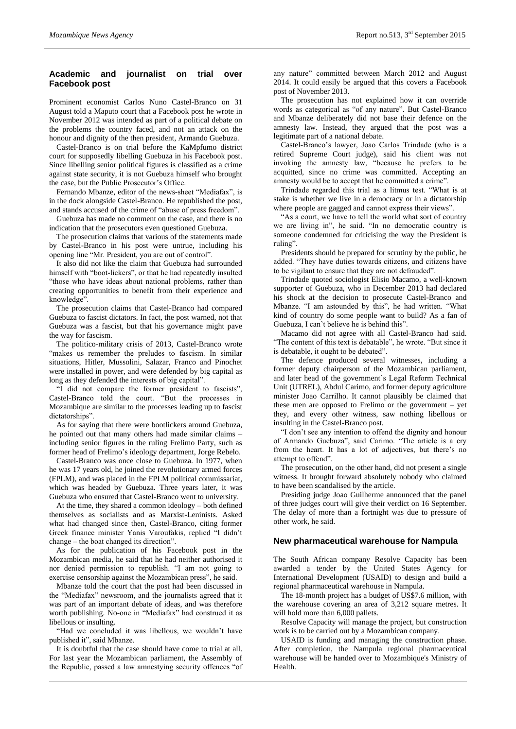## Academic and journalist on trial over Facebook post

Prominent economist Carlos Nuno Castel-Branco on 31 August told a Maputo court that a Facebook post he wrote in November 2012 was intended as part of a political debate on the problems the country faced, and not an attack on the honour and dignity of the then president, Armando Guebuza.

Castel-Branco is on trial before the KaMpfumo district court for supposedly libelling Guebuza in his Facebook post. Since libelling senior political figures is classified as a crime against state security, it is not Guebuza himself who brought the case, but the Public Prosecutor's Office.

Fernando Mbanze, editor of the news-sheet "Mediafax", is in the dock alongside Castel-Branco. He republished the post, and stands accused of the crime of "abuse of press freedom".

Guebuza has made no comment on the case, and there is no indication that the prosecutors even questioned Guebuza.

The prosecution claims that various of the statements made by Castel-Branco in his post were untrue, including his opening line "Mr. President, you are out of control".

It also did not like the claim that Guebuza had surrounded himself with "boot-lickers", or that he had repeatedly insulted "those who have ideas about national problems, rather than creating opportunities to benefit from their experience and knowledge".

The prosecution claims that Castel-Branco had compared Guebuza to fascist dictators. In fact, the post warned, not that Guebuza was a fascist, but that his governance might pave the way for fascism.

The politico-military crisis of 2013, Castel-Branco wrote "makes us remember the preludes to fascism. In similar situations, Hitler, Mussolini, Salazar, Franco and Pinochet were installed in power, and were defended by big capital as long as they defended the interests of big capital".

"I did not compare the former president to fascists", Castel-Branco told the court. "But the processes in Mozambique are similar to the processes leading up to fascist dictatorships".

As for saying that there were bootlickers around Guebuza, he pointed out that many others had made similar claims – including senior figures in the ruling Frelimo Party, such as former head of Frelimo's ideology department, Jorge Rebelo.

Castel-Branco was once close to Guebuza. In 1977, when he was 17 years old, he joined the revolutionary armed forces (FPLM), and was placed in the FPLM political commissariat, which was headed by Guebuza. Three years later, it was Guebuza who ensured that Castel-Branco went to university.

At the time, they shared a common ideology – both defined themselves as socialists and as Marxist-Leninists. Asked what had changed since then, Castel-Branco, citing former Greek finance minister Yanis Varoufakis, replied "I didn't change – the boat changed its direction".

As for the publication of his Facebook post in the Mozambican media, he said that he had neither authorised it nor denied permission to republish. "I am not going to exercise censorship against the Mozambican press", he said.

Mbanze told the court that the post had been discussed in the "Mediafax" newsroom, and the journalists agreed that it was part of an important debate of ideas, and was therefore worth publishing. No-one in "Mediafax" had construed it as libellous or insulting.

"Had we concluded it was libellous, we wouldn't have published it", said Mbanze.

It is doubtful that the case should have come to trial at all. For last year the Mozambican parliament, the Assembly of the Republic, passed a law amnestying security offences "of any nature" committed between March 2012 and August 2014. It could easily be argued that this covers a Facebook post of November 2013.

The prosecution has not explained how it can override words as categorical as "of any nature". But Castel-Branco and Mbanze deliberately did not base their defence on the amnesty law. Instead, they argued that the post was a legitimate part of a national debate.

Castel-Branco's lawyer, Joao Carlos Trindade (who is a retired Supreme Court judge), said his client was not invoking the amnesty law, "because he prefers to be acquitted, since no crime was committed. Accepting an amnesty would be to accept that he committed a crime".

Trindade regarded this trial as a litmus test. "What is at stake is whether we live in a democracy or in a dictatorship where people are gagged and cannot express their views".

"As a court, we have to tell the world what sort of country we are living in", he said. "In no democratic country is someone condemned for criticising the way the President is ruling".

Presidents should be prepared for scrutiny by the public, he added. "They have duties towards citizens, and citizens have to be vigilant to ensure that they are not defrauded".

Trindade quoted sociologist Elisio Macamo, a well-known supporter of Guebuza, who in December 2013 had declared his shock at the decision to prosecute Castel-Branco and Mbanze. "I am astounded by this", he had written. "What kind of country do some people want to build? As a fan of Guebuza, I can't believe he is behind this".

Macamo did not agree with all Castel-Branco had said. "The content of this text is debatable", he wrote. "But since it is debatable, it ought to be debated".

The defence produced several witnesses, including a former deputy chairperson of the Mozambican parliament, and later head of the government's Legal Reform Technical Unit (UTREL), Abdul Carimo, and former deputy agriculture minister Joao Carrilho. It cannot plausibly be claimed that these men are opposed to Frelimo or the government – yet they, and every other witness, saw nothing libellous or insulting in the Castel-Branco post.

"I don't see any intention to offend the dignity and honour of Armando Guebuza", said Carimo. "The article is a cry from the heart. It has a lot of adjectives, but there's no attempt to offend".

The prosecution, on the other hand, did not present a single witness. It brought forward absolutely nobody who claimed to have been scandalised by the article.

Presiding judge Joao Guilherme announced that the panel of three judges court will give their verdict on 16 September. The delay of more than a fortnight was due to pressure of other work, he said.

## New pharmaceutical warehouse for Nampula

The South African company Resolve Capacity has been awarded a tender by the United States Agency for International Development (USAID) to design and build a regional pharmaceutical warehouse in Nampula.

The 18-month project has a budget of US$7.6 million, with the warehouse covering an area of 3,212 square metres. It will hold more than 6,000 pallets.

Resolve Capacity will manage the project, but construction work is to be carried out by a Mozambican company.

USAID is funding and managing the construction phase. After completion, the Nampula regional pharmaceutical warehouse will be handed over to Mozambique's Ministry of Health.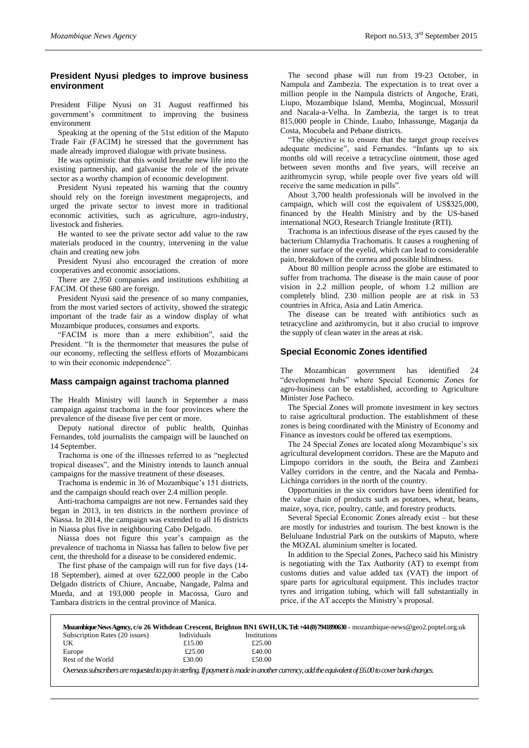## President Nyusi pledges to improve business environment

President Filipe Nyusi on 31 August reaffirmed his government's commitment to improving the business environment

Speaking at the opening of the 51st edition of the Maputo Trade Fair (FACIM) he stressed that the government has made already improved dialogue with private business.

He was optimistic that this would breathe new life into the existing partnership, and galvanise the role of the private sector as a worthy champion of economic development.

President Nyusi repeated his warning that the country should rely on the foreign investment megaprojects, and urged the private sector to invest more in traditional economic activities, such as agriculture, agro-industry, livestock and fisheries.

He wanted to see the private sector add value to the raw materials produced in the country, intervening in the value chain and creating new jobs

President Nyusi also encouraged the creation of more cooperatives and economic associations.

There are 2,950 companies and institutions exhibiting at FACIM. Of these 680 are foreign.

President Nyusi said the presence of so many companies, from the most varied sectors of activity, showed the strategic important of the trade fair as a window display of what Mozambique produces, consumes and exports.

"FACIM is more than a mere exhibition", said the President. "It is the thermometer that measures the pulse of our economy, reflecting the selfless efforts of Mozambicans to win their economic independence".

## Mass campaign against trachoma planned

The Health Ministry will launch in September a mass campaign against trachoma in the four provinces where the prevalence of the disease five per cent or more.

Deputy national director of public health, Quinhas Fernandes, told journalists the campaign will be launched on 14 September.

Trachoma is one of the illnesses referred to as "neglected tropical diseases", and the Ministry intends to launch annual campaigns for the massive treatment of these diseases.

Trachoma is endemic in 36 of Mozambique's 151 districts, and the campaign should reach over 2.4 million people.

Anti-trachoma campaigns are not new. Fernandes said they began in 2013, in ten districts in the northern province of Niassa. In 2014, the campaign was extended to all 16 districts in Niassa plus five in neighbouring Cabo Delgado.

Niassa does not figure this year's campaign as the prevalence of trachoma in Niassa has fallen to below five per cent, the threshold for a disease to be considered endemic.

The first phase of the campaign will run for five days (14-18 September), aimed at over 622,000 people in the Cabo Delgado districts of Chiure, Ancuabe, Nangade, Palma and Mueda, and at 193,000 people in Macossa, Guro and Tambara districts in the central province of Manica.

The second phase will run from 19-23 October, in Nampula and Zambezia. The expectation is to treat over a million people in the Nampula districts of Angoche, Erati, Liupo, Mozambique Island, Memba, Mogincual, Mossuril and Nacala-a-Velha. In Zambezia, the target is to treat 815,000 people in Chinde, Luabo, Inhassunge, Maganja da Costa, Mocubela and Pebane districts.

"The objective is to ensure that the target group receives adequate medicine", said Fernandes. "Infants up to six months old will receive a tetracycline ointment, those aged between seven months and five years, will receive an azithromycin syrup, while people over five years old will receive the same medication in pills".

About 3,700 health professionals will be involved in the campaign, which will cost the equivalent of US$325,000, financed by the Health Ministry and by the US-based international NGO, Research Triangle Institute (RTI).

Trachoma is an infectious disease of the eyes caused by the bacterium Chlamydia Trachomatis. It causes a roughening of the inner surface of the eyelid, which can lead to considerable pain, breakdown of the cornea and possible blindness.

About 80 million people across the globe are estimated to suffer from trachoma. The disease is the main cause of poor vision in 2.2 million people, of whom 1.2 million are completely blind. 230 million people are at risk in 53 countries in Africa, Asia and Latin America.

The disease can be treated with antibiotics such as tetracycline and azithromycin, but it also crucial to improve the supply of clean water in the areas at risk.

## Special Economic Zones identified

The Mozambican government has identified 24 "development hubs" where Special Economic Zones for agro-business can be established, according to Agriculture Minister Jose Pacheco.

The Special Zones will promote investment in key sectors to raise agricultural production. The establishment of these zones is being coordinated with the Ministry of Economy and Finance as investors could be offered tax exemptions.

The 24 Special Zones are located along Mozambique's six agricultural development corridors. These are the Maputo and Limpopo corridors in the south, the Beira and Zambezi Valley corridors in the centre, and the Nacala and Pemba-Lichinga corridors in the north of the country.

Opportunities in the six corridors have been identified for the value chain of products such as potatoes, wheat, beans, maize, soya, rice, poultry, cattle, and forestry products.

Several Special Economic Zones already exist – but these are mostly for industries and tourism. The best known is the Beluluane Industrial Park on the outskirts of Maputo, where the MOZAL aluminium smelter is located.

In addition to the Special Zones, Pacheco said his Ministry is negotiating with the Tax Authority (AT) to exempt from customs duties and value added tax (VAT) the import of spare parts for agricultural equipment. This includes tractor tyres and irrigation tubing, which will fall substantially in price, if the AT accepts the Ministry's proposal.

**Mozambique News Agency, c/o 26 Withdean Crescent, Brighton BN1 6WH, UK. Tel: +44 (0) 7941890630** - mozambique-news@geo2.poptel.org.uk

| Subscription Rates (20 issues) | Individuals | Institutions |
|---|---|---|
| UK | £15.00 | £25.00 |
| Europe | £25.00 | £40.00 |
| Rest of the World | £30.00 | £50.00 |

*Overseas subscribers are requested to pay in sterling. If payment is made in another currency, add the equivalent of £6.00 to cover bank charges.*